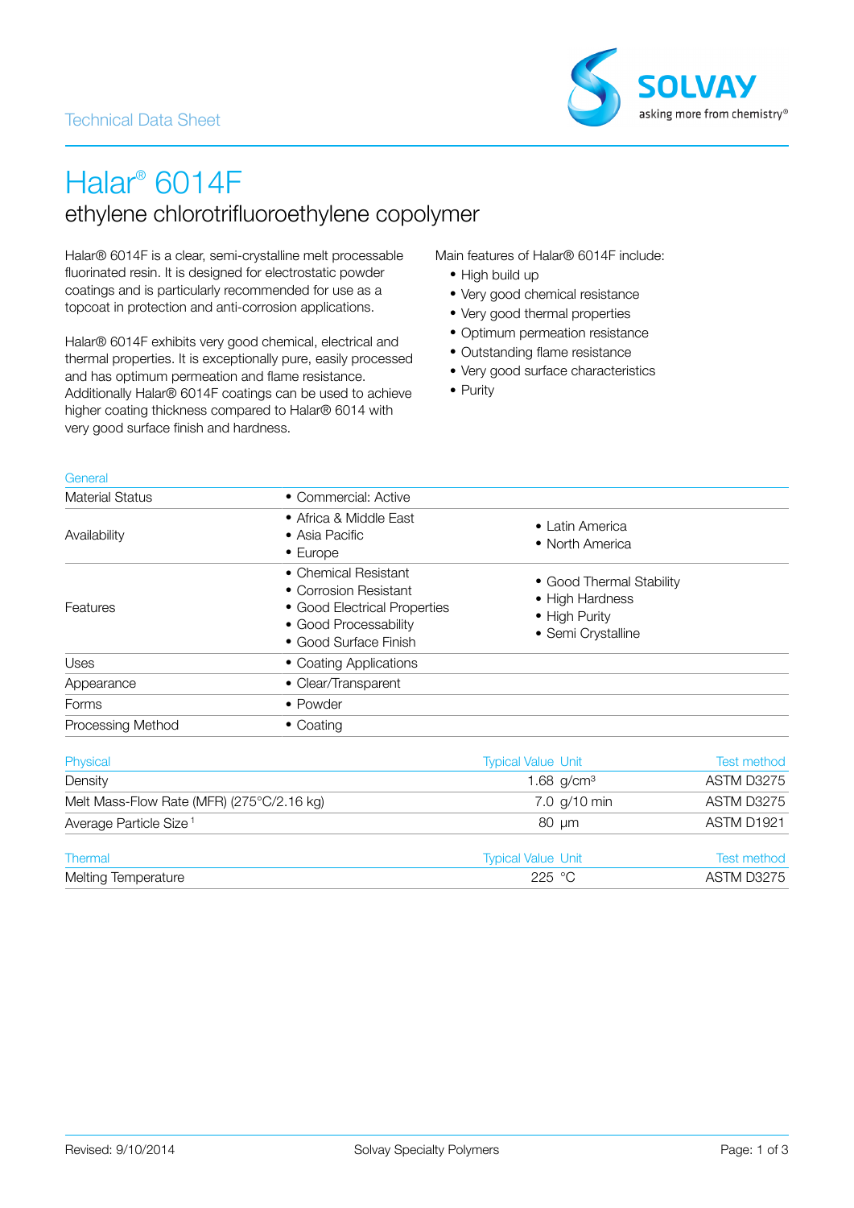Technical Data Sheet

# Halar® 6014F

## ethylene chlorotrifluoroethylene copolymer

Halar® 6014F is a clear, semi-crystalline melt processable fluorinated resin. It is designed for electrostatic powder coatings and is particularly recommended for use as a topcoat in protection and anti-corrosion applications.

Halar® 6014F exhibits very good chemical, electrical and thermal properties. It is exceptionally pure, easily processed and has optimum permeation and flame resistance. Additionally Halar® 6014F coatings can be used to achieve higher coating thickness compared to Halar® 6014 with very good surface finish and hardness.

Main features of Halar® 6014F include:

- High build up
- Very good chemical resistance
- Very good thermal properties
- Optimum permeation resistance
- Outstanding flame resistance
- Very good surface characteristics
- Purity

### General

| | | |
|---|---|---|
| Material Status | • Commercial: Active | |
| Availability | • Africa & Middle East<br>• Asia Pacific<br>• Europe | • Latin America<br>• North America |
| Features | • Chemical Resistant<br>• Corrosion Resistant<br>• Good Electrical Properties<br>• Good Processability<br>• Good Surface Finish | • Good Thermal Stability<br>• High Hardness<br>• High Purity<br>• Semi Crystalline |
| Uses | • Coating Applications | |
| Appearance | • Clear/Transparent | |
| Forms | • Powder | |
| Processing Method | • Coating | |

| Physical | Typical Value | Unit | Test method |
|---|---|---|---|
| Density | 1.68 | g/cm³ | ASTM D3275 |
| Melt Mass-Flow Rate (MFR) (275°C/2.16 kg) | 7.0 | g/10 min | ASTM D3275 |
| Average Particle Size [1] | 80 | µm | ASTM D1921 |

| Thermal | Typical Value | Unit | Test method |
|---|---|---|---|
| Melting Temperature | 225 | °C | ASTM D3275 |

Revised: 9/10/2014 Solvay Specialty Polymers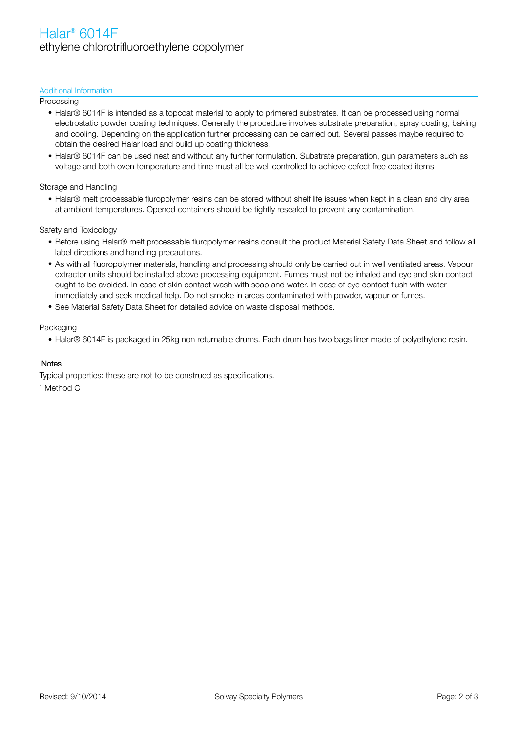# Halar® 6014F

ethylene chlorotrifluoroethylene copolymer

## Additional Information

### Processing

- Halar® 6014F is intended as a topcoat material to apply to primered substrates. It can be processed using normal electrostatic powder coating techniques. Generally the procedure involves substrate preparation, spray coating, baking and cooling. Depending on the application further processing can be carried out. Several passes maybe required to obtain the desired Halar load and build up coating thickness.
- Halar® 6014F can be used neat and without any further formulation. Substrate preparation, gun parameters such as voltage and both oven temperature and time must all be well controlled to achieve defect free coated items.

### Storage and Handling

- Halar® melt processable fluropolymer resins can be stored without shelf life issues when kept in a clean and dry area at ambient temperatures. Opened containers should be tightly resealed to prevent any contamination.

### Safety and Toxicology

- Before using Halar® melt processable fluropolymer resins consult the product Material Safety Data Sheet and follow all label directions and handling precautions.
- As with all fluoropolymer materials, handling and processing should only be carried out in well ventilated areas. Vapour extractor units should be installed above processing equipment. Fumes must not be inhaled and eye and skin contact ought to be avoided. In case of skin contact wash with soap and water. In case of eye contact flush with water immediately and seek medical help. Do not smoke in areas contaminated with powder, vapour or fumes.
- See Material Safety Data Sheet for detailed advice on waste disposal methods.

### Packaging

- Halar® 6014F is packaged in 25kg non returnable drums. Each drum has two bags liner made of polyethylene resin.

## Notes

Typical properties: these are not to be construed as specifications.

[1] Method C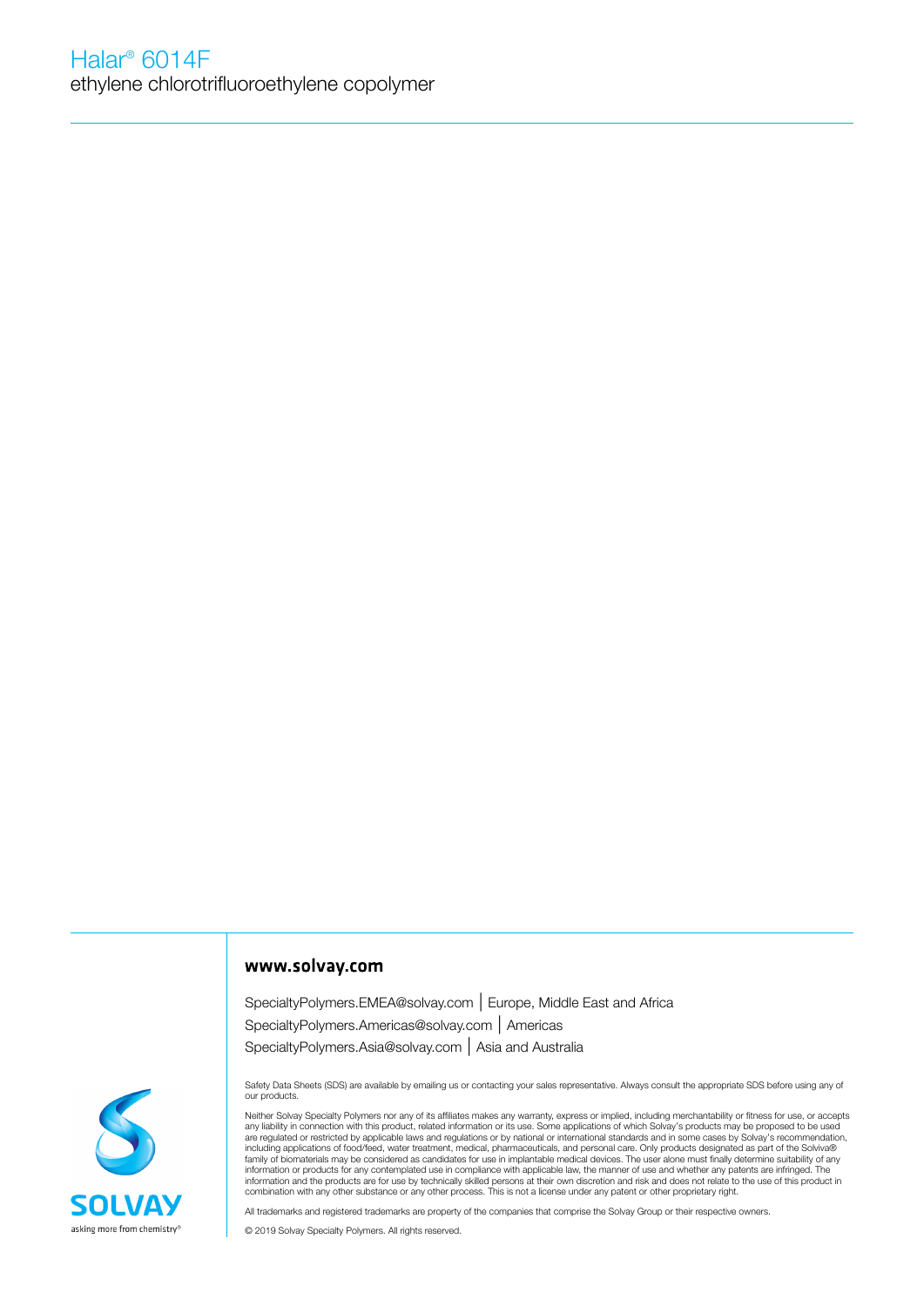# Halar® 6014F

ethylene chlorotrifluoroethylene copolymer

**www.solvay.com**

SpecialtyPolymers.EMEA@solvay.com | Europe, Middle East and Africa

SpecialtyPolymers.Americas@solvay.com | Americas

SpecialtyPolymers.Asia@solvay.com | Asia and Australia

Safety Data Sheets (SDS) are available by emailing us or contacting your sales representative. Always consult the appropriate SDS before using any of our products.

Neither Solvay Specialty Polymers nor any of its affiliates makes any warranty, express or implied, including merchantability or fitness for use, or accepts any liability in connection with this product, related information or its use. Some applications of which Solvay's products may be proposed to be used are regulated or restricted by applicable laws and regulations or by national or international standards and in some cases by Solvay's recommendation, including applications of food/feed, water treatment, medical, pharmaceuticals, and personal care. Only products designated as part of the Solviva® family of biomaterials may be considered as candidates for use in implantable medical devices. The user alone must finally determine suitability of any information or products for any contemplated use in compliance with applicable law, the manner of use and whether any patents are infringed. The information and the products are for use by technically skilled persons at their own discretion and risk and does not relate to the use of this product in combination with any other substance or any other process. This is not a license under any patent or other proprietary right.

All trademarks and registered trademarks are property of the companies that comprise the Solvay Group or their respective owners.

© 2019 Solvay Specialty Polymers. All rights reserved.

SOLVAY

asking more from chemistry®